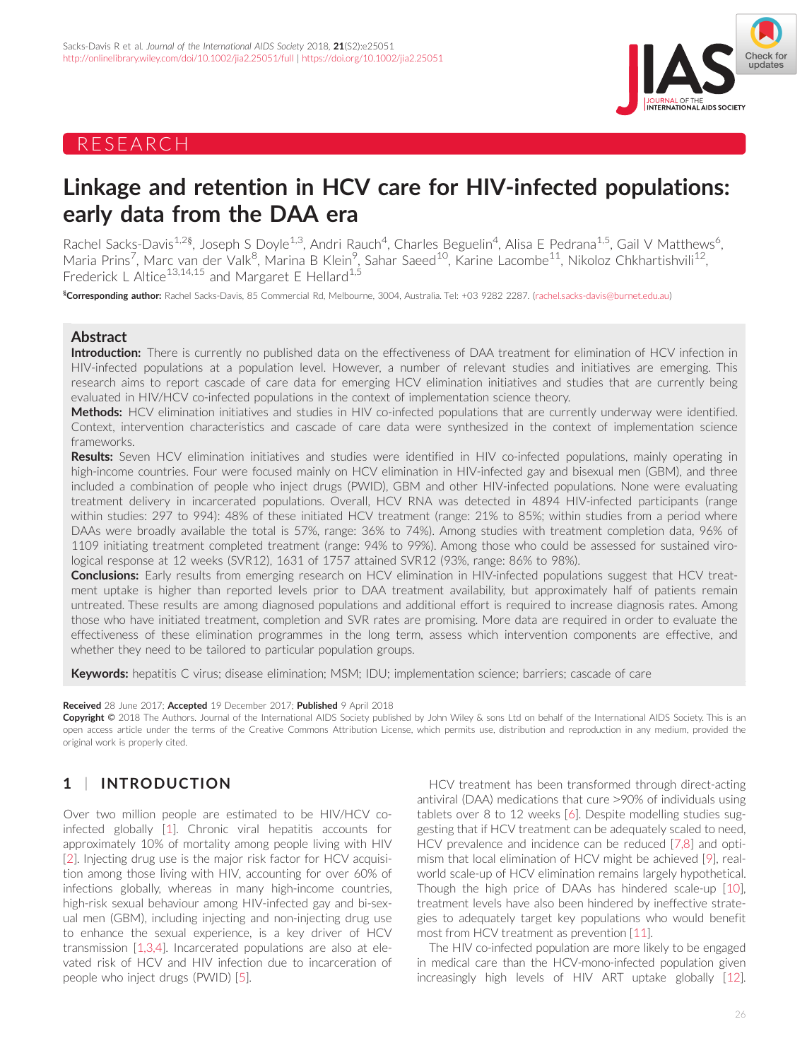RESEARCH

# Linkage and retention in HCV care for HIV-infected populations: early data from the DAA era

Rachel Sacks-Davis[1,2§], Joseph S Doyle[1,3], Andri Rauch[4], Charles Beguelin[4], Alisa E Pedrana[1,5], Gail V Matthews[6], Maria Prins[7], Marc van der Valk[8], Marina B Klein[9], Sahar Saeed[10], Karine Lacombe[11], Nikoloz Chkhartishvili[12], Frederick L Altice[13,14,15] and Margaret E Hellard[1,5]

§**Corresponding author:** Rachel Sacks-Davis, 85 Commercial Rd, Melbourne, 3004, Australia. Tel: +03 9282 2287. (rachel.sacks-davis@burnet.edu.au)

## Abstract

**Introduction:** There is currently no published data on the effectiveness of DAA treatment for elimination of HCV infection in HIV-infected populations at a population level. However, a number of relevant studies and initiatives are emerging. This research aims to report cascade of care data for emerging HCV elimination initiatives and studies that are currently being evaluated in HIV/HCV co-infected populations in the context of implementation science theory.

**Methods:** HCV elimination initiatives and studies in HIV co-infected populations that are currently underway were identified. Context, intervention characteristics and cascade of care data were synthesized in the context of implementation science frameworks.

**Results:** Seven HCV elimination initiatives and studies were identified in HIV co-infected populations, mainly operating in high-income countries. Four were focused mainly on HCV elimination in HIV-infected gay and bisexual men (GBM), and three included a combination of people who inject drugs (PWID), GBM and other HIV-infected populations. None were evaluating treatment delivery in incarcerated populations. Overall, HCV RNA was detected in 4894 HIV-infected participants (range within studies: 297 to 994): 48% of these initiated HCV treatment (range: 21% to 85%; within studies from a period where DAAs were broadly available the total is 57%, range: 36% to 74%). Among studies with treatment completion data, 96% of 1109 initiating treatment completed treatment (range: 94% to 99%). Among those who could be assessed for sustained virological response at 12 weeks (SVR12), 1631 of 1757 attained SVR12 (93%, range: 86% to 98%).

**Conclusions:** Early results from emerging research on HCV elimination in HIV-infected populations suggest that HCV treatment uptake is higher than reported levels prior to DAA treatment availability, but approximately half of patients remain untreated. These results are among diagnosed populations and additional effort is required to increase diagnosis rates. Among those who have initiated treatment, completion and SVR rates are promising. More data are required in order to evaluate the effectiveness of these elimination programmes in the long term, assess which intervention components are effective, and whether they need to be tailored to particular population groups.

**Keywords:** hepatitis C virus; disease elimination; MSM; IDU; implementation science; barriers; cascade of care

**Received** 28 June 2017; **Accepted** 19 December 2017; **Published** 9 April 2018

**Copyright** © 2018 The Authors. Journal of the International AIDS Society published by John Wiley & sons Ltd on behalf of the International AIDS Society. This is an open access article under the terms of the Creative Commons Attribution License, which permits use, distribution and reproduction in any medium, provided the original work is properly cited.

## 1 | INTRODUCTION

Over two million people are estimated to be HIV/HCV co-infected globally [1]. Chronic viral hepatitis accounts for approximately 10% of mortality among people living with HIV [2]. Injecting drug use is the major risk factor for HCV acquisition among those living with HIV, accounting for over 60% of infections globally, whereas in many high-income countries, high-risk sexual behaviour among HIV-infected gay and bi-sexual men (GBM), including injecting and non-injecting drug use to enhance the sexual experience, is a key driver of HCV transmission [1,3,4]. Incarcerated populations are also at elevated risk of HCV and HIV infection due to incarceration of people who inject drugs (PWID) [5].

HCV treatment has been transformed through direct-acting antiviral (DAA) medications that cure >90% of individuals using tablets over 8 to 12 weeks [6]. Despite modelling studies suggesting that if HCV treatment can be adequately scaled to need, HCV prevalence and incidence can be reduced [7,8] and optimism that local elimination of HCV might be achieved [9], real-world scale-up of HCV elimination remains largely hypothetical. Though the high price of DAAs has hindered scale-up [10], treatment levels have also been hindered by ineffective strategies to adequately target key populations who would benefit most from HCV treatment as prevention [11].

The HIV co-infected population are more likely to be engaged in medical care than the HCV-mono-infected population given increasingly high levels of HIV ART uptake globally [12].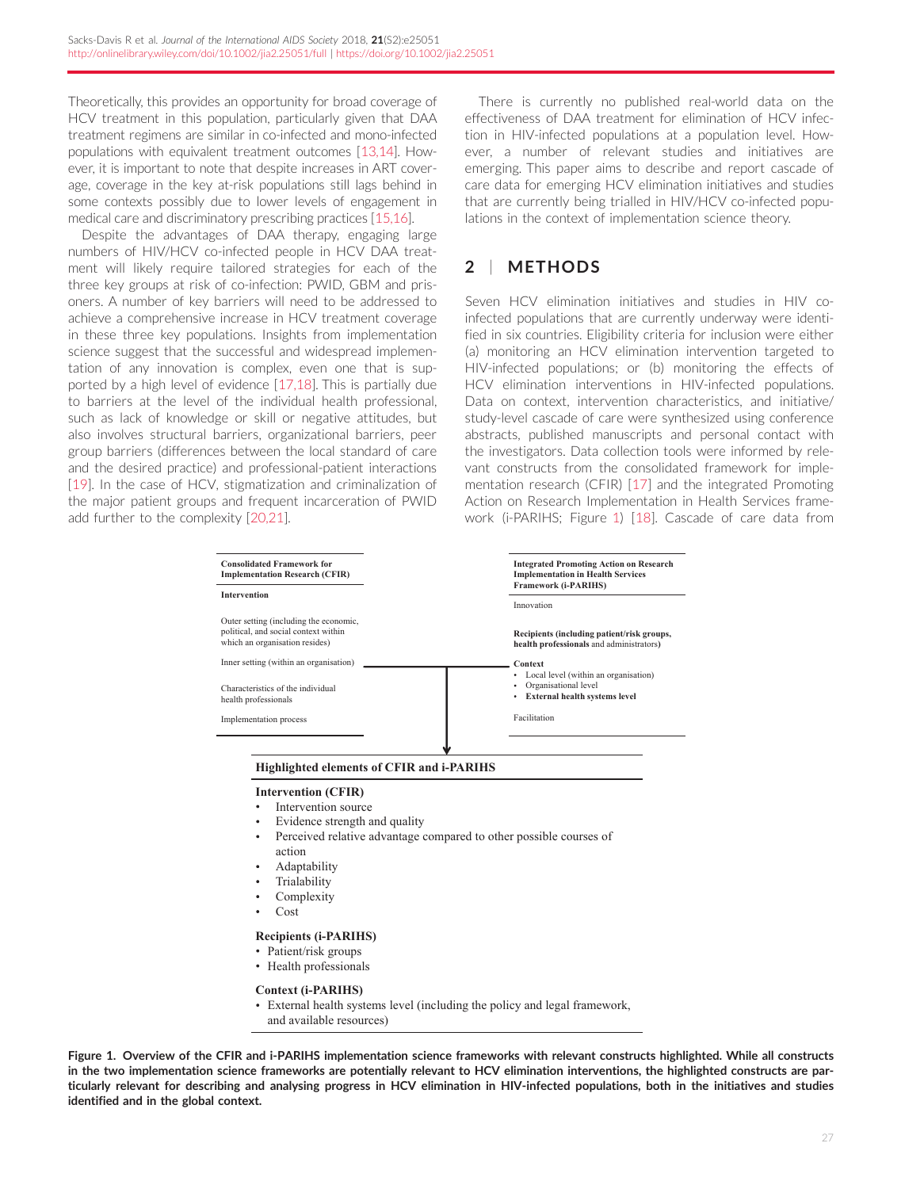Theoretically, this provides an opportunity for broad coverage of HCV treatment in this population, particularly given that DAA treatment regimens are similar in co-infected and mono-infected populations with equivalent treatment outcomes [13,14]. However, it is important to note that despite increases in ART coverage, coverage in the key at-risk populations still lags behind in some contexts possibly due to lower levels of engagement in medical care and discriminatory prescribing practices [15,16].

Despite the advantages of DAA therapy, engaging large numbers of HIV/HCV co-infected people in HCV DAA treatment will likely require tailored strategies for each of the three key groups at risk of co-infection: PWID, GBM and prisoners. A number of key barriers will need to be addressed to achieve a comprehensive increase in HCV treatment coverage in these three key populations. Insights from implementation science suggest that the successful and widespread implementation of any innovation is complex, even one that is supported by a high level of evidence [17,18]. This is partially due to barriers at the level of the individual health professional, such as lack of knowledge or skill or negative attitudes, but also involves structural barriers, organizational barriers, peer group barriers (differences between the local standard of care and the desired practice) and professional-patient interactions [19]. In the case of HCV, stigmatization and criminalization of the major patient groups and frequent incarceration of PWID add further to the complexity [20,21].

There is currently no published real-world data on the effectiveness of DAA treatment for elimination of HCV infection in HIV-infected populations at a population level. However, a number of relevant studies and initiatives are emerging. This paper aims to describe and report cascade of care data for emerging HCV elimination initiatives and studies that are currently being trialled in HIV/HCV co-infected populations in the context of implementation science theory.

## 2 | METHODS

Seven HCV elimination initiatives and studies in HIV co-infected populations that are currently underway were identified in six countries. Eligibility criteria for inclusion were either (a) monitoring an HCV elimination intervention targeted to HIV-infected populations; or (b) monitoring the effects of HCV elimination interventions in HIV-infected populations. Data on context, intervention characteristics, and initiative/study-level cascade of care were synthesized using conference abstracts, published manuscripts and personal contact with the investigators. Data collection tools were informed by relevant constructs from the consolidated framework for implementation research (CFIR) [17] and the integrated Promoting Action on Research Implementation in Health Services framework (i-PARIHS; Figure 1) [18]. Cascade of care data from

| Consolidated Framework for Implementation Research (CFIR) | Integrated Promoting Action on Research Implementation in Health Services Framework (i-PARIHS) |
|---|---|
| Intervention | Innovation |
| Outer setting (including the economic, political, and social context within which an organisation resides) | **Recipients (including patient/risk groups, health professionals** and administrators**)** |
| Inner setting (within an organisation) | **Context**<br>• Local level (within an organisation)<br>• Organisational level<br>• **External health systems level** |
| Characteristics of the individual health professionals | Facilitation |
| Implementation process | |

**Highlighted elements of CFIR and i-PARIHS**

**Intervention (CFIR)**
- Intervention source
- Evidence strength and quality
- Perceived relative advantage compared to other possible courses of action
- Adaptability
- Trialability
- Complexity
- Cost

**Recipients (i-PARIHS)**
- Patient/risk groups
- Health professionals

**Context (i-PARIHS)**
- External health systems level (including the policy and legal framework, and available resources)

**Figure 1. Overview of the CFIR and i-PARIHS implementation science frameworks with relevant constructs highlighted. While all constructs in the two implementation science frameworks are potentially relevant to HCV elimination interventions, the highlighted constructs are particularly relevant for describing and analysing progress in HCV elimination in HIV-infected populations, both in the initiatives and studies identified and in the global context.**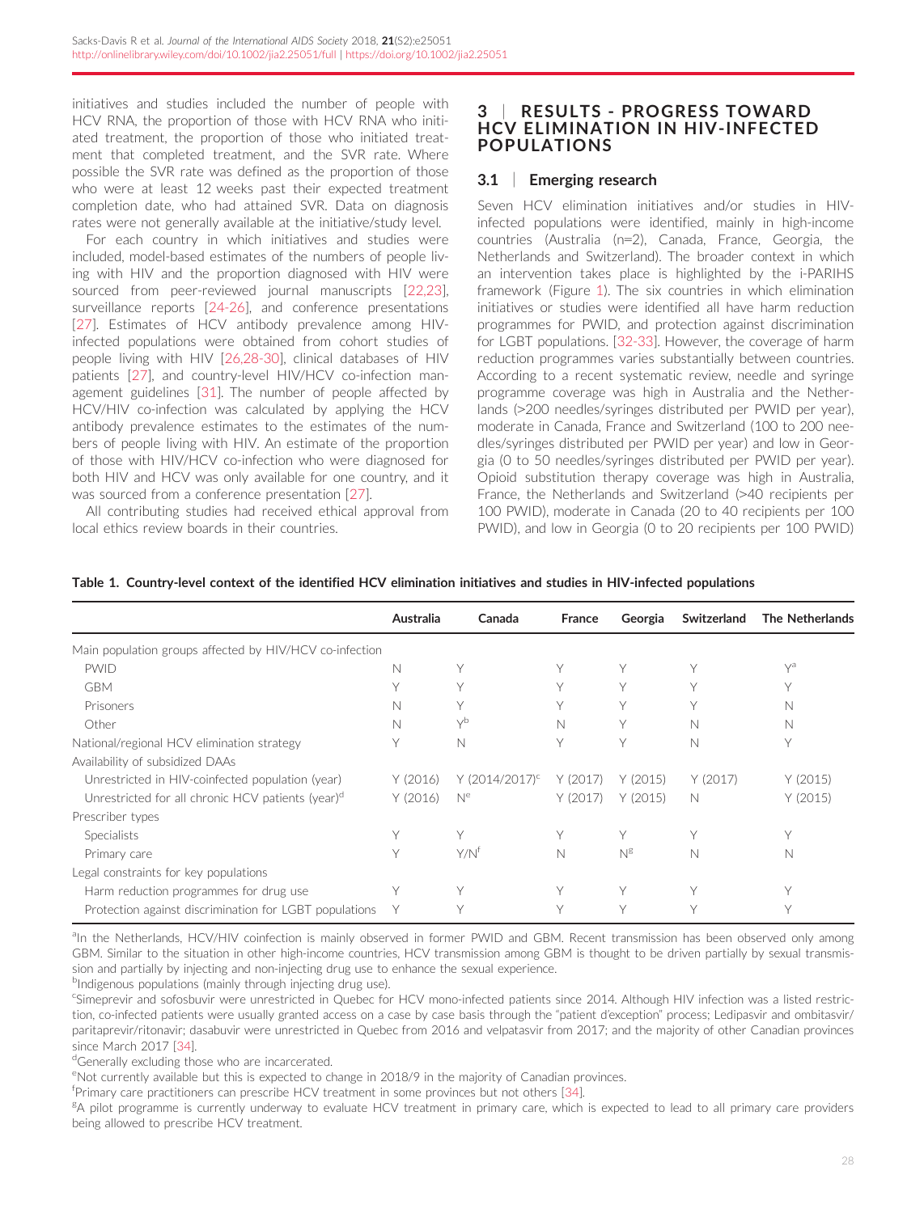initiatives and studies included the number of people with HCV RNA, the proportion of those with HCV RNA who initiated treatment, the proportion of those who initiated treatment that completed treatment, and the SVR rate. Where possible the SVR rate was defined as the proportion of those who were at least 12 weeks past their expected treatment completion date, who had attained SVR. Data on diagnosis rates were not generally available at the initiative/study level.

For each country in which initiatives and studies were included, model-based estimates of the numbers of people living with HIV and the proportion diagnosed with HIV were sourced from peer-reviewed journal manuscripts [22,23], surveillance reports [24-26], and conference presentations [27]. Estimates of HCV antibody prevalence among HIV-infected populations were obtained from cohort studies of people living with HIV [26,28-30], clinical databases of HIV patients [27], and country-level HIV/HCV co-infection management guidelines [31]. The number of people affected by HCV/HIV co-infection was calculated by applying the HCV antibody prevalence estimates to the estimates of the numbers of people living with HIV. An estimate of the proportion of those with HIV/HCV co-infection who were diagnosed for both HIV and HCV was only available for one country, and it was sourced from a conference presentation [27].

All contributing studies had received ethical approval from local ethics review boards in their countries.

## 3 | RESULTS - PROGRESS TOWARD HCV ELIMINATION IN HIV-INFECTED POPULATIONS

### 3.1 | Emerging research

Seven HCV elimination initiatives and/or studies in HIV-infected populations were identified, mainly in high-income countries (Australia (n=2), Canada, France, Georgia, the Netherlands and Switzerland). The broader context in which an intervention takes place is highlighted by the i-PARIHS framework (Figure 1). The six countries in which elimination initiatives or studies were identified all have harm reduction programmes for PWID, and protection against discrimination for LGBT populations. [32-33]. However, the coverage of harm reduction programmes varies substantially between countries. According to a recent systematic review, needle and syringe programme coverage was high in Australia and the Netherlands (>200 needles/syringes distributed per PWID per year), moderate in Canada, France and Switzerland (100 to 200 needles/syringes distributed per PWID per year) and low in Georgia (0 to 50 needles/syringes distributed per PWID per year). Opioid substitution therapy coverage was high in Australia, France, the Netherlands and Switzerland (>40 recipients per 100 PWID), moderate in Canada (20 to 40 recipients per 100 PWID), and low in Georgia (0 to 20 recipients per 100 PWID)

**Table 1. Country-level context of the identified HCV elimination initiatives and studies in HIV-infected populations**

| | Australia | Canada | France | Georgia | Switzerland | The Netherlands |
|---|---|---|---|---|---|---|
| Main population groups affected by HIV/HCV co-infection | | | | | | |
| PWID | N | Y | Y | Y | Y | Y[a] |
| GBM | Y | Y | Y | Y | Y | Y |
| Prisoners | N | Y | Y | Y | Y | N |
| Other | N | Y[b] | N | Y | N | N |
| National/regional HCV elimination strategy | Y | N | Y | Y | N | Y |
| Availability of subsidized DAAs | | | | | | |
| Unrestricted in HIV-coinfected population (year) | Y (2016) | Y (2014/2017)[c] | Y (2017) | Y (2015) | Y (2017) | Y (2015) |
| Unrestricted for all chronic HCV patients (year)[d] | Y (2016) | N[e] | Y (2017) | Y (2015) | N | Y (2015) |
| Prescriber types | | | | | | |
| Specialists | Y | Y | Y | Y | Y | Y |
| Primary care | Y | Y/N[f] | N | N[g] | N | N |
| Legal constraints for key populations | | | | | | |
| Harm reduction programmes for drug use | Y | Y | Y | Y | Y | Y |
| Protection against discrimination for LGBT populations | Y | Y | Y | Y | Y | Y |

[a]In the Netherlands, HCV/HIV coinfection is mainly observed in former PWID and GBM. Recent transmission has been observed only among GBM. Similar to the situation in other high-income countries, HCV transmission among GBM is thought to be driven partially by sexual transmission and partially by injecting and non-injecting drug use to enhance the sexual experience.

[b]Indigenous populations (mainly through injecting drug use).

[c]Simeprevir and sofosbuvir were unrestricted in Quebec for HCV mono-infected patients since 2014. Although HIV infection was a listed restriction, co-infected patients were usually granted access on a case by case basis through the "patient d'exception" process; Ledipasvir and ombitasvir/paritaprevir/ritonavir; dasabuvir were unrestricted in Quebec from 2016 and velpatasvir from 2017; and the majority of other Canadian provinces since March 2017 [34].

[d]Generally excluding those who are incarcerated.

[e]Not currently available but this is expected to change in 2018/9 in the majority of Canadian provinces.

[f]Primary care practitioners can prescribe HCV treatment in some provinces but not others [34].

[g]A pilot programme is currently underway to evaluate HCV treatment in primary care, which is expected to lead to all primary care providers being allowed to prescribe HCV treatment.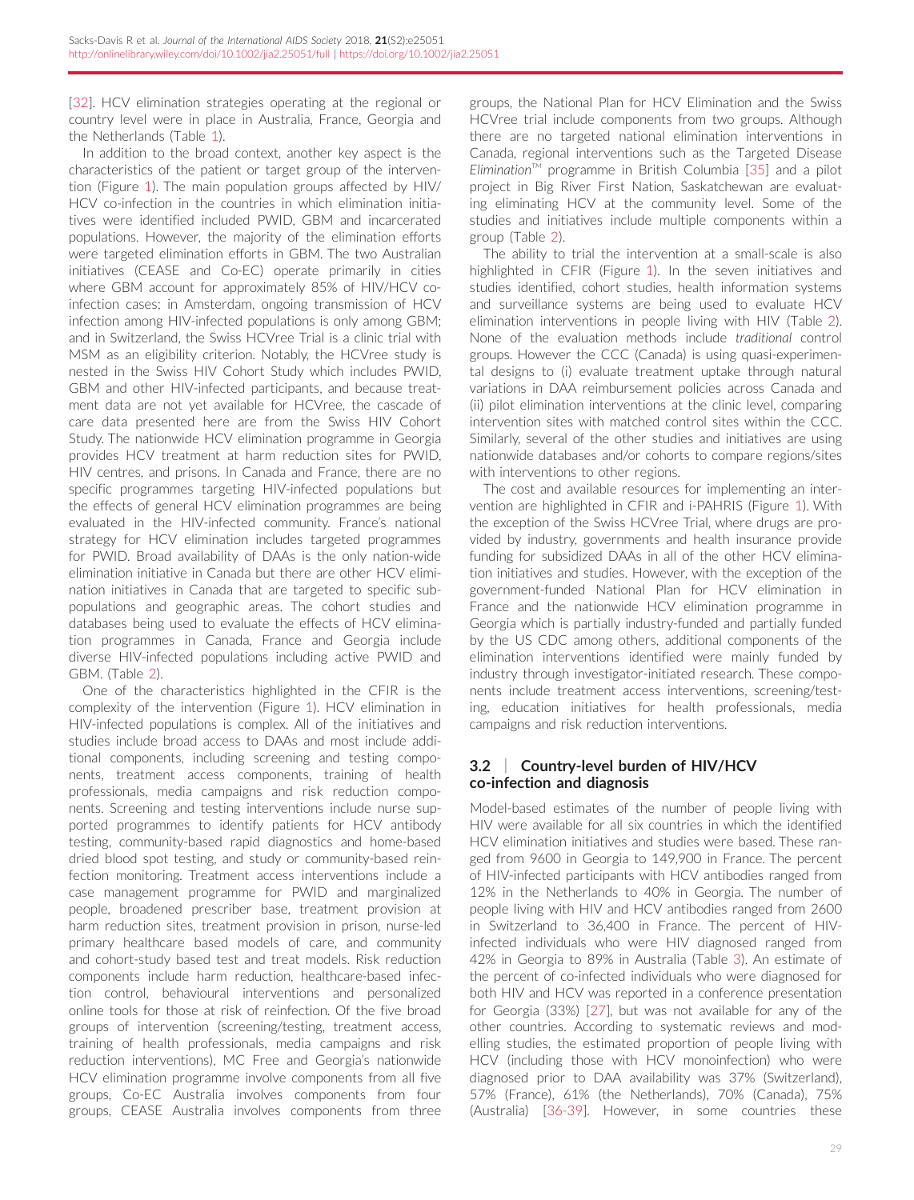[32]. HCV elimination strategies operating at the regional or country level were in place in Australia, France, Georgia and the Netherlands (Table 1).

In addition to the broad context, another key aspect is the characteristics of the patient or target group of the intervention (Figure 1). The main population groups affected by HIV/HCV co-infection in the countries in which elimination initiatives were identified included PWID, GBM and incarcerated populations. However, the majority of the elimination efforts were targeted elimination efforts in GBM. The two Australian initiatives (CEASE and Co-EC) operate primarily in cities where GBM account for approximately 85% of HIV/HCV co-infection cases; in Amsterdam, ongoing transmission of HCV infection among HIV-infected populations is only among GBM; and in Switzerland, the Swiss HCVree Trial is a clinic trial with MSM as an eligibility criterion. Notably, the HCVree study is nested in the Swiss HIV Cohort Study which includes PWID, GBM and other HIV-infected participants, and because treatment data are not yet available for HCVree, the cascade of care data presented here are from the Swiss HIV Cohort Study. The nationwide HCV elimination programme in Georgia provides HCV treatment at harm reduction sites for PWID, HIV centres, and prisons. In Canada and France, there are no specific programmes targeting HIV-infected populations but the effects of general HCV elimination programmes are being evaluated in the HIV-infected community. France's national strategy for HCV elimination includes targeted programmes for PWID. Broad availability of DAAs is the only nation-wide elimination initiative in Canada but there are other HCV elimination initiatives in Canada that are targeted to specific sub-populations and geographic areas. The cohort studies and databases being used to evaluate the effects of HCV elimination programmes in Canada, France and Georgia include diverse HIV-infected populations including active PWID and GBM. (Table 2).

One of the characteristics highlighted in the CFIR is the complexity of the intervention (Figure 1). HCV elimination in HIV-infected populations is complex. All of the initiatives and studies include broad access to DAAs and most include additional components, including screening and testing components, treatment access components, training of health professionals, media campaigns and risk reduction components. Screening and testing interventions include nurse supported programmes to identify patients for HCV antibody testing, community-based rapid diagnostics and home-based dried blood spot testing, and study or community-based reinfection monitoring. Treatment access interventions include a case management programme for PWID and marginalized people, broadened prescriber base, treatment provision at harm reduction sites, treatment provision in prison, nurse-led primary healthcare based models of care, and community and cohort-study based test and treat models. Risk reduction components include harm reduction, healthcare-based infection control, behavioural interventions and personalized online tools for those at risk of reinfection. Of the five broad groups of intervention (screening/testing, treatment access, training of health professionals, media campaigns and risk reduction interventions), MC Free and Georgia's nationwide HCV elimination programme involve components from all five groups, Co-EC Australia involves components from four groups, CEASE Australia involves components from three groups, the National Plan for HCV Elimination and the Swiss HCVree trial include components from two groups. Although there are no targeted national elimination interventions in Canada, regional interventions such as the Targeted Disease *Elimination*™ programme in British Columbia [35] and a pilot project in Big River First Nation, Saskatchewan are evaluating eliminating HCV at the community level. Some of the studies and initiatives include multiple components within a group (Table 2).

The ability to trial the intervention at a small-scale is also highlighted in CFIR (Figure 1). In the seven initiatives and studies identified, cohort studies, health information systems and surveillance systems are being used to evaluate HCV elimination interventions in people living with HIV (Table 2). None of the evaluation methods include *traditional* control groups. However the CCC (Canada) is using quasi-experimental designs to (i) evaluate treatment uptake through natural variations in DAA reimbursement policies across Canada and (ii) pilot elimination interventions at the clinic level, comparing intervention sites with matched control sites within the CCC. Similarly, several of the other studies and initiatives are using nationwide databases and/or cohorts to compare regions/sites with interventions to other regions.

The cost and available resources for implementing an intervention are highlighted in CFIR and i-PAHRIS (Figure 1). With the exception of the Swiss HCVree Trial, where drugs are provided by industry, governments and health insurance provide funding for subsidized DAAs in all of the other HCV elimination initiatives and studies. However, with the exception of the government-funded National Plan for HCV elimination in France and the nationwide HCV elimination programme in Georgia which is partially industry-funded and partially funded by the US CDC among others, additional components of the elimination interventions identified were mainly funded by industry through investigator-initiated research. These components include treatment access interventions, screening/testing, education initiatives for health professionals, media campaigns and risk reduction interventions.

### 3.2 | Country-level burden of HIV/HCV co-infection and diagnosis

Model-based estimates of the number of people living with HIV were available for all six countries in which the identified HCV elimination initiatives and studies were based. These ranged from 9600 in Georgia to 149,900 in France. The percent of HIV-infected participants with HCV antibodies ranged from 12% in the Netherlands to 40% in Georgia. The number of people living with HIV and HCV antibodies ranged from 2600 in Switzerland to 36,400 in France. The percent of HIV-infected individuals who were HIV diagnosed ranged from 42% in Georgia to 89% in Australia (Table 3). An estimate of the percent of co-infected individuals who were diagnosed for both HIV and HCV was reported in a conference presentation for Georgia (33%) [27], but was not available for any of the other countries. According to systematic reviews and modelling studies, the estimated proportion of people living with HCV (including those with HCV monoinfection) who were diagnosed prior to DAA availability was 37% (Switzerland), 57% (France), 61% (the Netherlands), 70% (Canada), 75% (Australia) [36-39]. However, in some countries these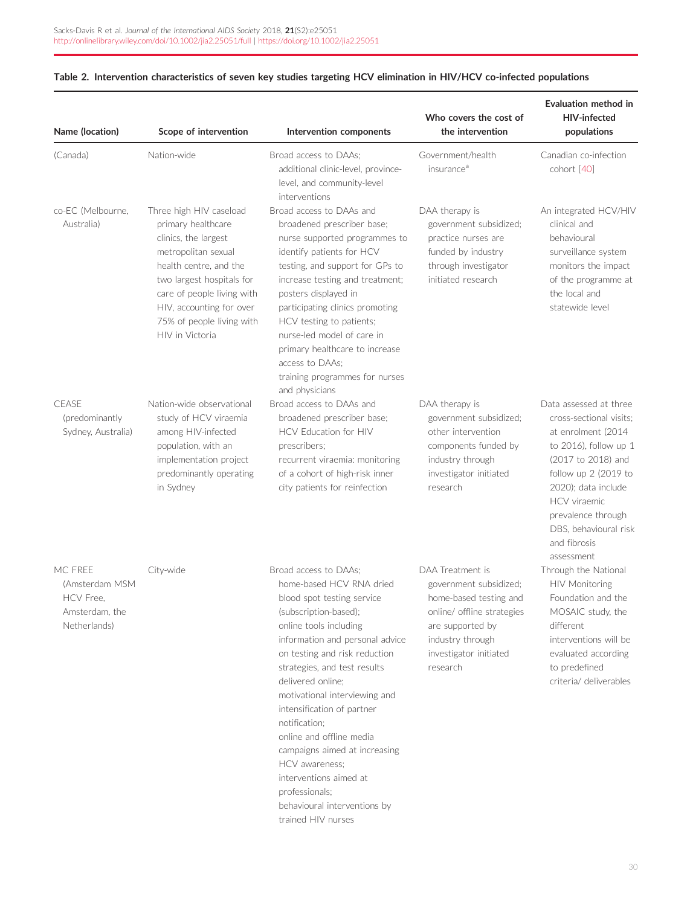**Table 2. Intervention characteristics of seven key studies targeting HCV elimination in HIV/HCV co-infected populations**

| Name (location) | Scope of intervention | Intervention components | Who covers the cost of the intervention | Evaluation method in HIV-infected populations |
|---|---|---|---|---|
| (Canada) | Nation-wide | Broad access to DAAs; additional clinic-level, province-level, and community-level interventions | Government/health insurance[a] | Canadian co-infection cohort [40] |
| co-EC (Melbourne, Australia) | Three high HIV caseload primary healthcare clinics, the largest metropolitan sexual health centre, and the two largest hospitals for care of people living with HIV, accounting for over 75% of people living with HIV in Victoria | Broad access to DAAs and broadened prescriber base; nurse supported programmes to identify patients for HCV testing, and support for GPs to increase testing and treatment; posters displayed in participating clinics promoting HCV testing to patients; nurse-led model of care in primary healthcare to increase access to DAAs; training programmes for nurses and physicians | DAA therapy is government subsidized; practice nurses are funded by industry through investigator initiated research | An integrated HCV/HIV clinical and behavioural surveillance system monitors the impact of the programme at the local and statewide level |
| CEASE (predominantly Sydney, Australia) | Nation-wide observational study of HCV viraemia among HIV-infected population, with an implementation project predominantly operating in Sydney | Broad access to DAAs and broadened prescriber base; HCV Education for HIV prescribers; recurrent viraemia: monitoring of a cohort of high-risk inner city patients for reinfection | DAA therapy is government subsidized; other intervention components funded by industry through investigator initiated research | Data assessed at three cross-sectional visits; at enrolment (2014 to 2016), follow up 1 (2017 to 2018) and follow up 2 (2019 to 2020); data include HCV viraemic prevalence through DBS, behavioural risk and fibrosis assessment |
| MC FREE (Amsterdam MSM HCV Free, Amsterdam, the Netherlands) | City-wide | Broad access to DAAs; home-based HCV RNA dried blood spot testing service (subscription-based); online tools including information and personal advice on testing and risk reduction strategies, and test results delivered online; motivational interviewing and intensification of partner notification; online and offline media campaigns aimed at increasing HCV awareness; interventions aimed at professionals; behavioural interventions by trained HIV nurses | DAA Treatment is government subsidized; home-based testing and online/ offline strategies are supported by industry through investigator initiated research | Through the National HIV Monitoring Foundation and the MOSAIC study, the different interventions will be evaluated according to predefined criteria/ deliverables |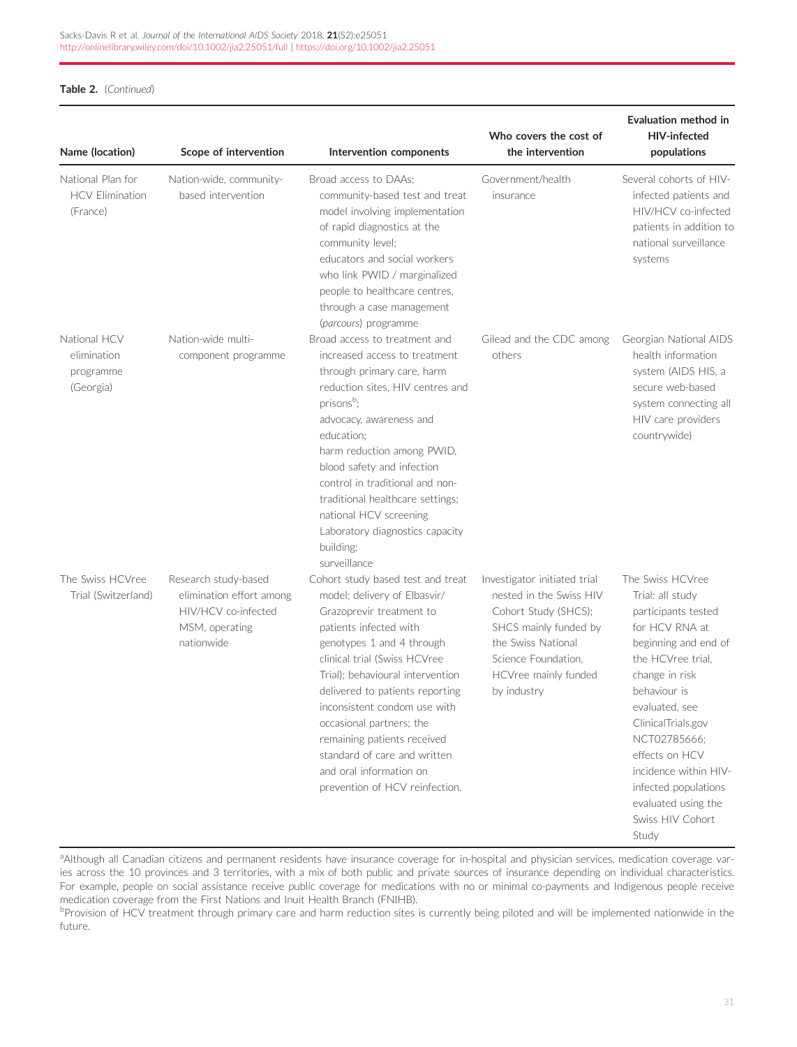**Table 2.** (*Continued*)

| Name (location) | Scope of intervention | Intervention components | Who covers the cost of the intervention | Evaluation method in HIV-infected populations |
|---|---|---|---|---|
| National Plan for HCV Elimination (France) | Nation-wide, community-based intervention | Broad access to DAAs; community-based test and treat model involving implementation of rapid diagnostics at the community level; educators and social workers who link PWID / marginalized people to healthcare centres, through a case management (*parcours*) programme | Government/health insurance | Several cohorts of HIV-infected patients and HIV/HCV co-infected patients in addition to national surveillance systems |
| National HCV elimination programme (Georgia) | Nation-wide multi-component programme | Broad access to treatment and increased access to treatment through primary care, harm reduction sites, HIV centres and prisons[b]; advocacy, awareness and education; harm reduction among PWID, blood safety and infection control in traditional and non-traditional healthcare settings; national HCV screening Laboratory diagnostics capacity building; surveillance | Gilead and the CDC among others | Georgian National AIDS health information system (AIDS HIS, a secure web-based system connecting all HIV care providers countrywide) |
| The Swiss HCVree Trial (Switzerland) | Research study-based elimination effort among HIV/HCV co-infected MSM, operating nationwide | Cohort study based test and treat model; delivery of Elbasvir/Grazoprevir treatment to patients infected with genotypes 1 and 4 through clinical trial (Swiss HCVree Trial); behavioural intervention delivered to patients reporting inconsistent condom use with occasional partners; the remaining patients received standard of care and written and oral information on prevention of HCV reinfection. | Investigator initiated trial nested in the Swiss HIV Cohort Study (SHCS); SHCS mainly funded by the Swiss National Science Foundation, HCVree mainly funded by industry | The Swiss HCVree Trial: all study participants tested for HCV RNA at beginning and end of the HCVree trial, change in risk behaviour is evaluated, see ClinicalTrials.gov NCT02785666; effects on HCV incidence within HIV-infected populations evaluated using the Swiss HIV Cohort Study |

[a]Although all Canadian citizens and permanent residents have insurance coverage for in-hospital and physician services, medication coverage varies across the 10 provinces and 3 territories, with a mix of both public and private sources of insurance depending on individual characteristics. For example, people on social assistance receive public coverage for medications with no or minimal co-payments and Indigenous people receive medication coverage from the First Nations and Inuit Health Branch (FNIHB).

[b]Provision of HCV treatment through primary care and harm reduction sites is currently being piloted and will be implemented nationwide in the future.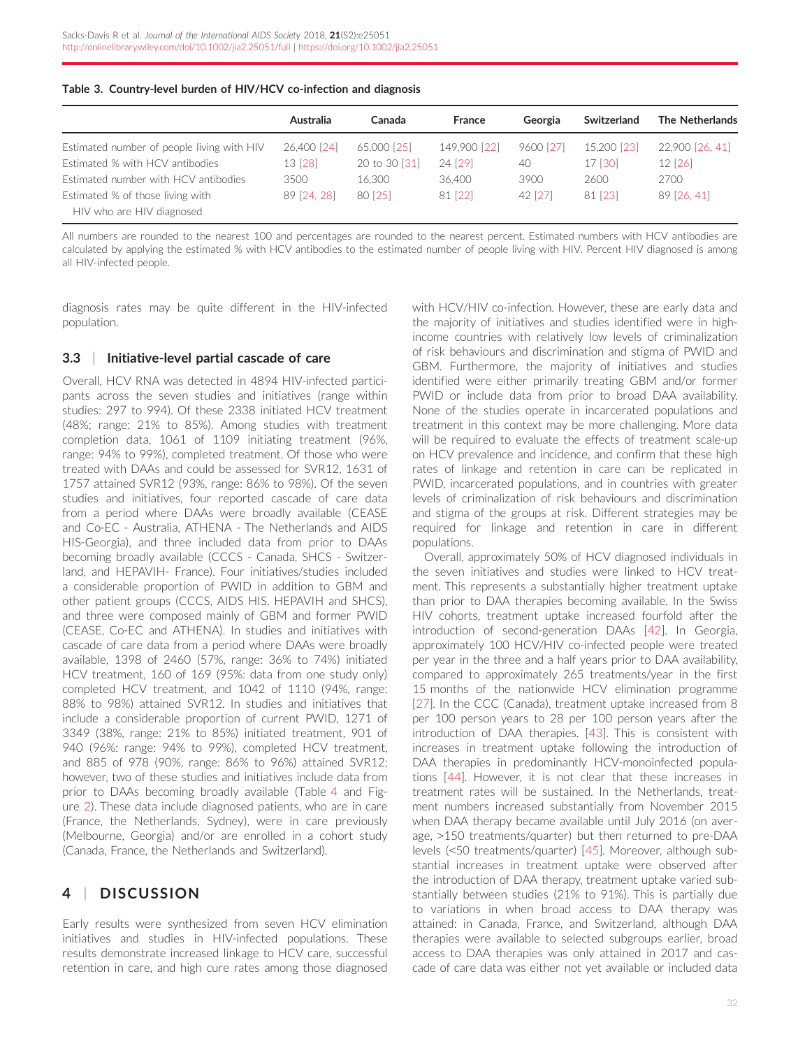**Table 3. Country-level burden of HIV/HCV co-infection and diagnosis**

| | Australia | Canada | France | Georgia | Switzerland | The Netherlands |
|---|---|---|---|---|---|---|
| Estimated number of people living with HIV | 26,400 [24] | 65,000 [25] | 149,900 [22] | 9600 [27] | 15,200 [23] | 22,900 [26, 41] |
| Estimated % with HCV antibodies | 13 [28] | 20 to 30 [31] | 24 [29] | 40 | 17 [30] | 12 [26] |
| Estimated number with HCV antibodies | 3500 | 16,300 | 36,400 | 3900 | 2600 | 2700 |
| Estimated % of those living with HIV who are HIV diagnosed | 89 [24, 28] | 80 [25] | 81 [22] | 42 [27] | 81 [23] | 89 [26, 41] |

All numbers are rounded to the nearest 100 and percentages are rounded to the nearest percent. Estimated numbers with HCV antibodies are calculated by applying the estimated % with HCV antibodies to the estimated number of people living with HIV. Percent HIV diagnosed is among all HIV-infected people.

diagnosis rates may be quite different in the HIV-infected population.

### 3.3 | Initiative-level partial cascade of care

Overall, HCV RNA was detected in 4894 HIV-infected participants across the seven studies and initiatives (range within studies: 297 to 994). Of these 2338 initiated HCV treatment (48%; range: 21% to 85%). Among studies with treatment completion data, 1061 of 1109 initiating treatment (96%, range: 94% to 99%), completed treatment. Of those who were treated with DAAs and could be assessed for SVR12, 1631 of 1757 attained SVR12 (93%, range: 86% to 98%). Of the seven studies and initiatives, four reported cascade of care data from a period where DAAs were broadly available (CEASE and Co-EC - Australia, ATHENA - The Netherlands and AIDS HIS-Georgia), and three included data from prior to DAAs becoming broadly available (CCCS - Canada, SHCS - Switzerland, and HEPAVIH- France). Four initiatives/studies included a considerable proportion of PWID in addition to GBM and other patient groups (CCCS, AIDS HIS, HEPAVIH and SHCS), and three were composed mainly of GBM and former PWID (CEASE, Co-EC and ATHENA). In studies and initiatives with cascade of care data from a period where DAAs were broadly available, 1398 of 2460 (57%, range: 36% to 74%) initiated HCV treatment, 160 of 169 (95%: data from one study only) completed HCV treatment, and 1042 of 1110 (94%, range: 88% to 98%) attained SVR12. In studies and initiatives that include a considerable proportion of current PWID, 1271 of 3349 (38%, range: 21% to 85%) initiated treatment, 901 of 940 (96%: range: 94% to 99%), completed HCV treatment, and 885 of 978 (90%, range: 86% to 96%) attained SVR12; however, two of these studies and initiatives include data from prior to DAAs becoming broadly available (Table 4 and Figure 2). These data include diagnosed patients, who are in care (France, the Netherlands, Sydney), were in care previously (Melbourne, Georgia) and/or are enrolled in a cohort study (Canada, France, the Netherlands and Switzerland).

## 4 | DISCUSSION

Early results were synthesized from seven HCV elimination initiatives and studies in HIV-infected populations. These results demonstrate increased linkage to HCV care, successful retention in care, and high cure rates among those diagnosed with HCV/HIV co-infection. However, these are early data and the majority of initiatives and studies identified were in high-income countries with relatively low levels of criminalization of risk behaviours and discrimination and stigma of PWID and GBM. Furthermore, the majority of initiatives and studies identified were either primarily treating GBM and/or former PWID or include data from prior to broad DAA availability. None of the studies operate in incarcerated populations and treatment in this context may be more challenging. More data will be required to evaluate the effects of treatment scale-up on HCV prevalence and incidence, and confirm that these high rates of linkage and retention in care can be replicated in PWID, incarcerated populations, and in countries with greater levels of criminalization of risk behaviours and discrimination and stigma of the groups at risk. Different strategies may be required for linkage and retention in care in different populations.

Overall, approximately 50% of HCV diagnosed individuals in the seven initiatives and studies were linked to HCV treatment. This represents a substantially higher treatment uptake than prior to DAA therapies becoming available. In the Swiss HIV cohorts, treatment uptake increased fourfold after the introduction of second-generation DAAs [42]. In Georgia, approximately 100 HCV/HIV co-infected people were treated per year in the three and a half years prior to DAA availability, compared to approximately 265 treatments/year in the first 15 months of the nationwide HCV elimination programme [27]. In the CCC (Canada), treatment uptake increased from 8 per 100 person years to 28 per 100 person years after the introduction of DAA therapies. [43]. This is consistent with increases in treatment uptake following the introduction of DAA therapies in predominantly HCV-monoinfected populations [44]. However, it is not clear that these increases in treatment rates will be sustained. In the Netherlands, treatment numbers increased substantially from November 2015 when DAA therapy became available until July 2016 (on average, >150 treatments/quarter) but then returned to pre-DAA levels (<50 treatments/quarter) [45]. Moreover, although substantial increases in treatment uptake were observed after the introduction of DAA therapy, treatment uptake varied substantially between studies (21% to 91%). This is partially due to variations in when broad access to DAA therapy was attained: in Canada, France, and Switzerland, although DAA therapies were available to selected subgroups earlier, broad access to DAA therapies was only attained in 2017 and cascade of care data was either not yet available or included data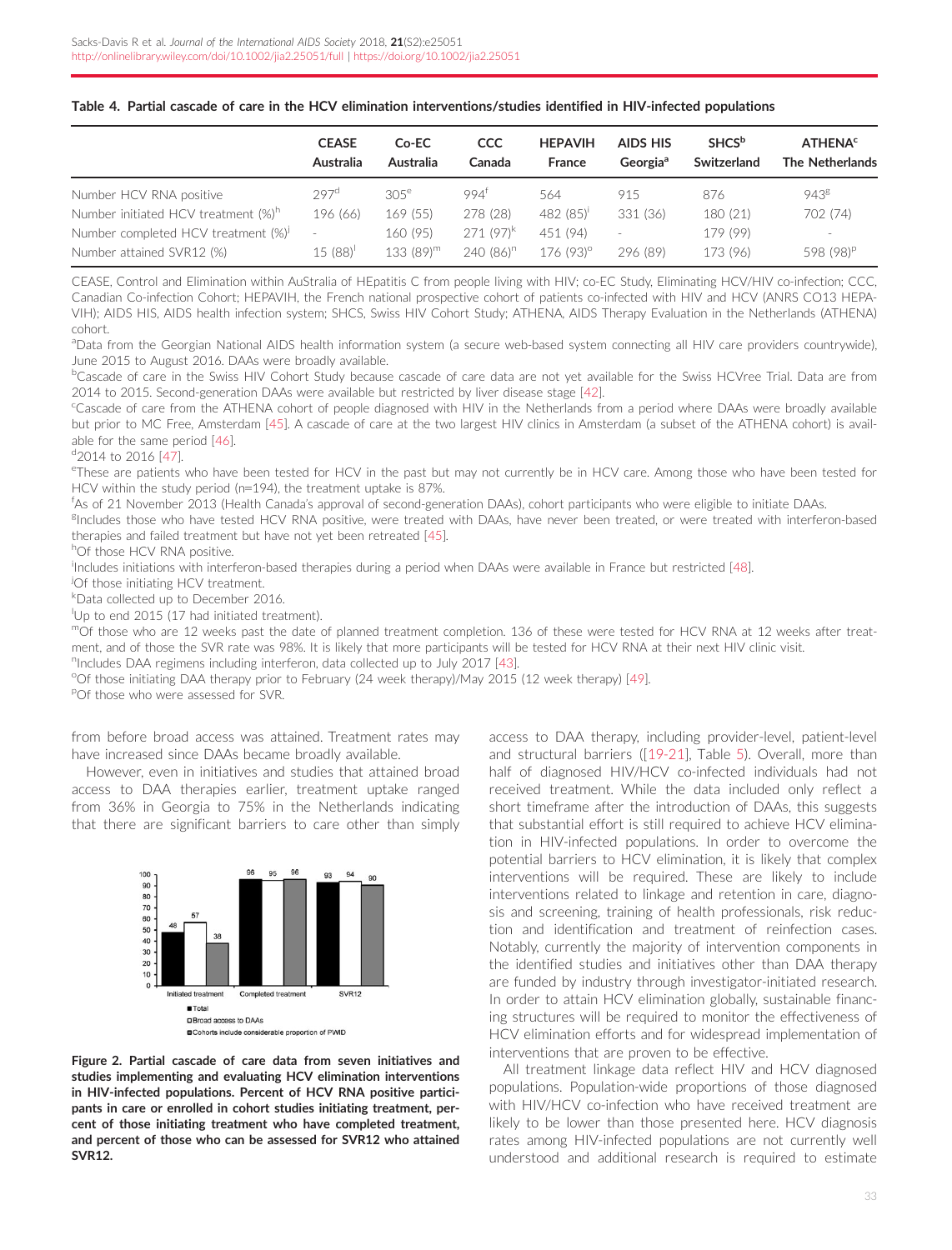**Table 4. Partial cascade of care in the HCV elimination interventions/studies identified in HIV-infected populations**

| | CEASE Australia | Co-EC Australia | CCC Canada | HEPAVIH France | AIDS HIS Georgia[a] | SHCS[b] Switzerland | ATHENA[c] The Netherlands |
|---|---|---|---|---|---|---|---|
| Number HCV RNA positive | 297[d] | 305[e] | 994[f] | 564 | 915 | 876 | 943[g] |
| Number initiated HCV treatment (%)[h] | 196 (66) | 169 (55) | 278 (28) | 482 (85)[i] | 331 (36) | 180 (21) | 702 (74) |
| Number completed HCV treatment (%)[j] | - | 160 (95) | 271 (97)[k] | 451 (94) | - | 179 (99) | - |
| Number attained SVR12 (%) | 15 (88)[l] | 133 (89)[m] | 240 (86)[n] | 176 (93)[o] | 296 (89) | 173 (96) | 598 (98)[p] |

CEASE, Control and Elimination within AuStralia of HEpatitis C from people living with HIV; co-EC Study, Eliminating HCV/HIV co-infection; CCC, Canadian Co-infection Cohort; HEPAVIH, the French national prospective cohort of patients co-infected with HIV and HCV (ANRS CO13 HEPA-VIH); AIDS HIS, AIDS health infection system; SHCS, Swiss HIV Cohort Study; ATHENA, AIDS Therapy Evaluation in the Netherlands (ATHENA) cohort.

[a]Data from the Georgian National AIDS health information system (a secure web-based system connecting all HIV care providers countrywide), June 2015 to August 2016. DAAs were broadly available.

[b]Cascade of care in the Swiss HIV Cohort Study because cascade of care data are not yet available for the Swiss HCVree Trial. Data are from 2014 to 2015. Second-generation DAAs were available but restricted by liver disease stage [42].

[c]Cascade of care from the ATHENA cohort of people diagnosed with HIV in the Netherlands from a period where DAAs were broadly available but prior to MC Free, Amsterdam [45]. A cascade of care at the two largest HIV clinics in Amsterdam (a subset of the ATHENA cohort) is available for the same period [46].

[d]2014 to 2016 [47].

[e]These are patients who have been tested for HCV in the past but may not currently be in HCV care. Among those who have been tested for HCV within the study period (n=194), the treatment uptake is 87%.

[f]As of 21 November 2013 (Health Canada's approval of second-generation DAAs), cohort participants who were eligible to initiate DAAs.

[g]Includes those who have tested HCV RNA positive, were treated with DAAs, have never been treated, or were treated with interferon-based therapies and failed treatment but have not yet been retreated [45].

[h]Of those HCV RNA positive.

[i]Includes initiations with interferon-based therapies during a period when DAAs were available in France but restricted [48].

[j]Of those initiating HCV treatment.

[k]Data collected up to December 2016.

[l]Up to end 2015 (17 had initiated treatment).

[m]Of those who are 12 weeks past the date of planned treatment completion. 136 of these were tested for HCV RNA at 12 weeks after treatment, and of those the SVR rate was 98%. It is likely that more participants will be tested for HCV RNA at their next HIV clinic visit.

[n]Includes DAA regimens including interferon, data collected up to July 2017 [43].

[o]Of those initiating DAA therapy prior to February (24 week therapy)/May 2015 (12 week therapy) [49].

[p]Of those who were assessed for SVR.

from before broad access was attained. Treatment rates may have increased since DAAs became broadly available.

However, even in initiatives and studies that attained broad access to DAA therapies earlier, treatment uptake ranged from 36% in Georgia to 75% in the Netherlands indicating that there are significant barriers to care other than simply access to DAA therapy, including provider-level, patient-level and structural barriers ([19-21], Table 5). Overall, more than half of diagnosed HIV/HCV co-infected individuals had not received treatment. While the data included only reflect a short timeframe after the introduction of DAAs, this suggests that substantial effort is still required to achieve HCV elimination in HIV-infected populations. In order to overcome the potential barriers to HCV elimination, it is likely that complex interventions will be required. These are likely to include interventions related to linkage and retention in care, diagnosis and screening, training of health professionals, risk reduction and identification and treatment of reinfection cases. Notably, currently the majority of intervention components in the identified studies and initiatives other than DAA therapy are funded by industry through investigator-initiated research. In order to attain HCV elimination globally, sustainable financing structures will be required to monitor the effectiveness of HCV elimination efforts and for widespread implementation of interventions that are proven to be effective.

**Figure 2. Partial cascade of care data from seven initiatives and studies implementing and evaluating HCV elimination interventions in HIV-infected populations. Percent of HCV RNA positive participants in care or enrolled in cohort studies initiating treatment, percent of those initiating treatment who have completed treatment, and percent of those who can be assessed for SVR12 who attained SVR12.**

All treatment linkage data reflect HIV and HCV diagnosed populations. Population-wide proportions of those diagnosed with HIV/HCV co-infection who have received treatment are likely to be lower than those presented here. HCV diagnosis rates among HIV-infected populations are not currently well understood and additional research is required to estimate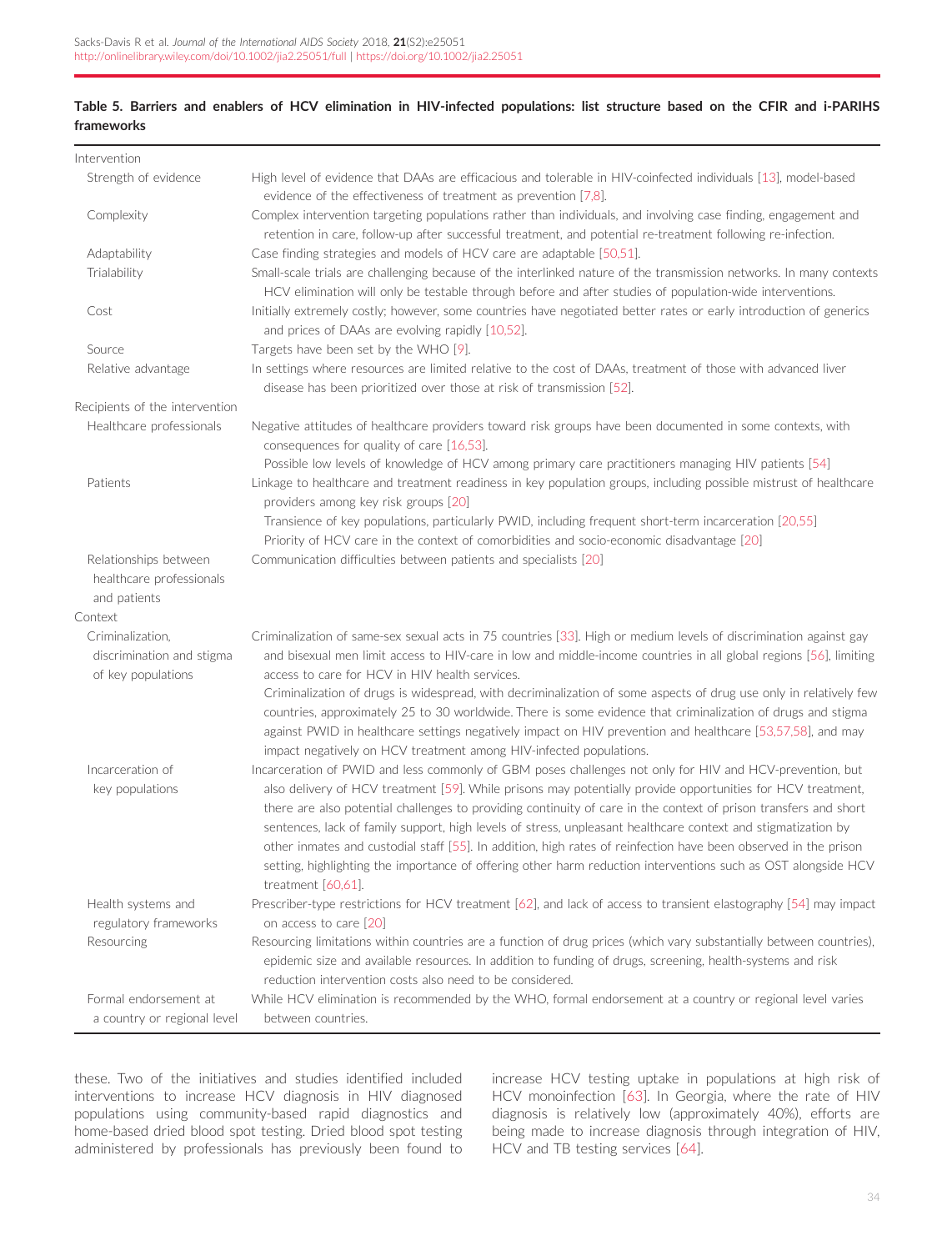**Table 5. Barriers and enablers of HCV elimination in HIV-infected populations: list structure based on the CFIR and i-PARIHS frameworks**

| | |
|---|---|
| **Intervention** | |
| Strength of evidence | High level of evidence that DAAs are efficacious and tolerable in HIV-coinfected individuals [13], model-based evidence of the effectiveness of treatment as prevention [7,8]. |
| Complexity | Complex intervention targeting populations rather than individuals, and involving case finding, engagement and retention in care, follow-up after successful treatment, and potential re-treatment following re-infection. |
| Adaptability | Case finding strategies and models of HCV care are adaptable [50,51]. |
| Trialability | Small-scale trials are challenging because of the interlinked nature of the transmission networks. In many contexts HCV elimination will only be testable through before and after studies of population-wide interventions. |
| Cost | Initially extremely costly; however, some countries have negotiated better rates or early introduction of generics and prices of DAAs are evolving rapidly [10,52]. |
| Source | Targets have been set by the WHO [9]. |
| Relative advantage | In settings where resources are limited relative to the cost of DAAs, treatment of those with advanced liver disease has been prioritized over those at risk of transmission [52]. |
| **Recipients of the intervention** | |
| Healthcare professionals | Negative attitudes of healthcare providers toward risk groups have been documented in some contexts, with consequences for quality of care [16,53]. Possible low levels of knowledge of HCV among primary care practitioners managing HIV patients [54] |
| Patients | Linkage to healthcare and treatment readiness in key population groups, including possible mistrust of healthcare providers among key risk groups [20] Transience of key populations, particularly PWID, including frequent short-term incarceration [20,55] Priority of HCV care in the context of comorbidities and socio-economic disadvantage [20] |
| Relationships between healthcare professionals and patients | Communication difficulties between patients and specialists [20] |
| **Context** | |
| Criminalization, discrimination and stigma of key populations | Criminalization of same-sex sexual acts in 75 countries [33]. High or medium levels of discrimination against gay and bisexual men limit access to HIV-care in low and middle-income countries in all global regions [56], limiting access to care for HCV in HIV health services. Criminalization of drugs is widespread, with decriminalization of some aspects of drug use only in relatively few countries, approximately 25 to 30 worldwide. There is some evidence that criminalization of drugs and stigma against PWID in healthcare settings negatively impact on HIV prevention and healthcare [53,57,58], and may impact negatively on HCV treatment among HIV-infected populations. |
| Incarceration of key populations | Incarceration of PWID and less commonly of GBM poses challenges not only for HIV and HCV-prevention, but also delivery of HCV treatment [59]. While prisons may potentially provide opportunities for HCV treatment, there are also potential challenges to providing continuity of care in the context of prison transfers and short sentences, lack of family support, high levels of stress, unpleasant healthcare context and stigmatization by other inmates and custodial staff [55]. In addition, high rates of reinfection have been observed in the prison setting, highlighting the importance of offering other harm reduction interventions such as OST alongside HCV treatment [60,61]. |
| Health systems and regulatory frameworks | Prescriber-type restrictions for HCV treatment [62], and lack of access to transient elastography [54] may impact on access to care [20] |
| Resourcing | Resourcing limitations within countries are a function of drug prices (which vary substantially between countries), epidemic size and available resources. In addition to funding of drugs, screening, health-systems and risk reduction intervention costs also need to be considered. |
| Formal endorsement at a country or regional level | While HCV elimination is recommended by the WHO, formal endorsement at a country or regional level varies between countries. |

these. Two of the initiatives and studies identified included interventions to increase HCV diagnosis in HIV diagnosed populations using community-based rapid diagnostics and home-based dried blood spot testing. Dried blood spot testing administered by professionals has previously been found to increase HCV testing uptake in populations at high risk of HCV monoinfection [63]. In Georgia, where the rate of HIV diagnosis is relatively low (approximately 40%), efforts are being made to increase diagnosis through integration of HIV, HCV and TB testing services [64].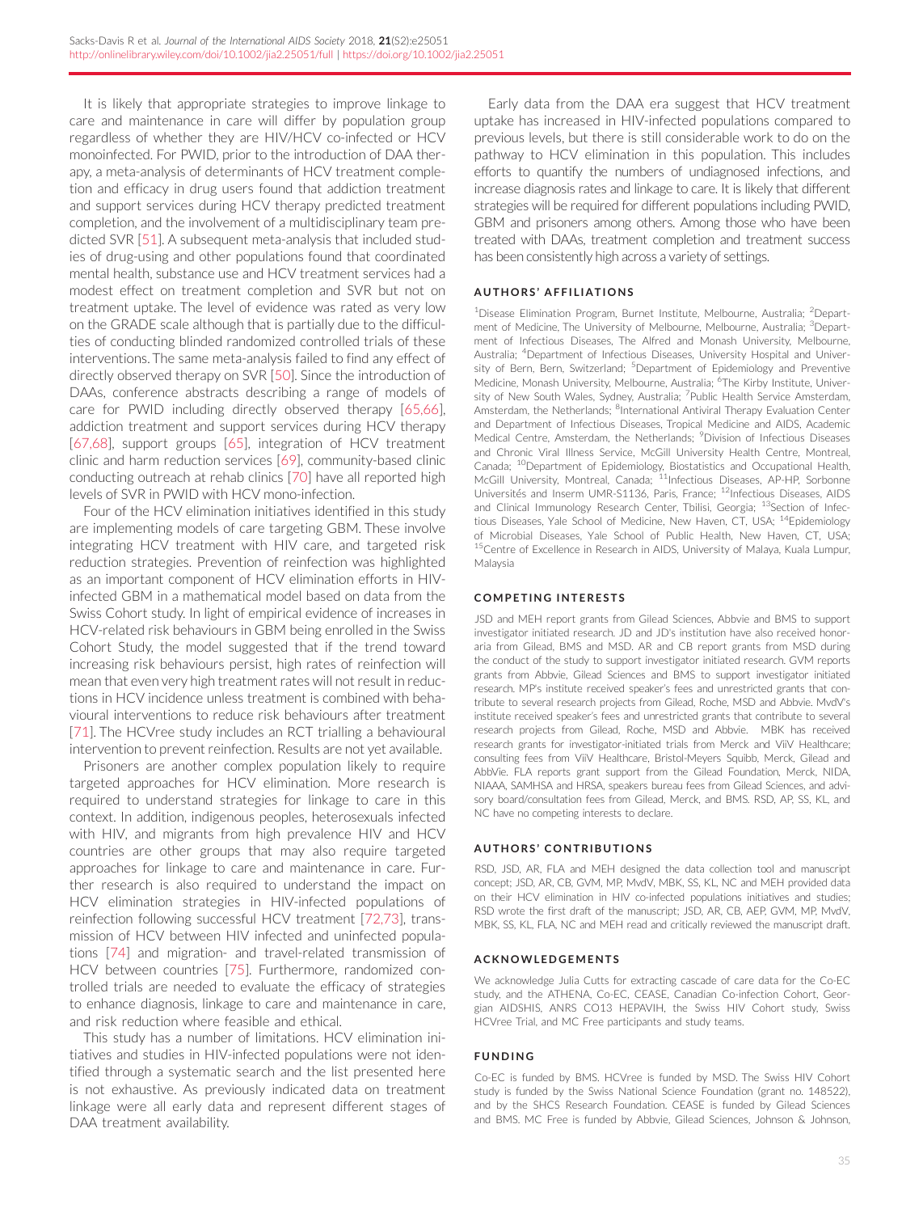It is likely that appropriate strategies to improve linkage to care and maintenance in care will differ by population group regardless of whether they are HIV/HCV co-infected or HCV monoinfected. For PWID, prior to the introduction of DAA therapy, a meta-analysis of determinants of HCV treatment completion and efficacy in drug users found that addiction treatment and support services during HCV therapy predicted treatment completion, and the involvement of a multidisciplinary team predicted SVR [51]. A subsequent meta-analysis that included studies of drug-using and other populations found that coordinated mental health, substance use and HCV treatment services had a modest effect on treatment completion and SVR but not on treatment uptake. The level of evidence was rated as very low on the GRADE scale although that is partially due to the difficulties of conducting blinded randomized controlled trials of these interventions. The same meta-analysis failed to find any effect of directly observed therapy on SVR [50]. Since the introduction of DAAs, conference abstracts describing a range of models of care for PWID including directly observed therapy [65,66], addiction treatment and support services during HCV therapy [67,68], support groups [65], integration of HCV treatment clinic and harm reduction services [69], community-based clinic conducting outreach at rehab clinics [70] have all reported high levels of SVR in PWID with HCV mono-infection.

Four of the HCV elimination initiatives identified in this study are implementing models of care targeting GBM. These involve integrating HCV treatment with HIV care, and targeted risk reduction strategies. Prevention of reinfection was highlighted as an important component of HCV elimination efforts in HIV-infected GBM in a mathematical model based on data from the Swiss Cohort study. In light of empirical evidence of increases in HCV-related risk behaviours in GBM being enrolled in the Swiss Cohort Study, the model suggested that if the trend toward increasing risk behaviours persist, high rates of reinfection will mean that even very high treatment rates will not result in reductions in HCV incidence unless treatment is combined with behavioural interventions to reduce risk behaviours after treatment [71]. The HCVree study includes an RCT trialling a behavioural intervention to prevent reinfection. Results are not yet available.

Prisoners are another complex population likely to require targeted approaches for HCV elimination. More research is required to understand strategies for linkage to care in this context. In addition, indigenous peoples, heterosexuals infected with HIV, and migrants from high prevalence HIV and HCV countries are other groups that may also require targeted approaches for linkage to care and maintenance in care. Further research is also required to understand the impact on HCV elimination strategies in HIV-infected populations of reinfection following successful HCV treatment [72,73], transmission of HCV between HIV infected and uninfected populations [74] and migration- and travel-related transmission of HCV between countries [75]. Furthermore, randomized controlled trials are needed to evaluate the efficacy of strategies to enhance diagnosis, linkage to care and maintenance in care, and risk reduction where feasible and ethical.

This study has a number of limitations. HCV elimination initiatives and studies in HIV-infected populations were not identified through a systematic search and the list presented here is not exhaustive. As previously indicated data on treatment linkage were all early data and represent different stages of DAA treatment availability.

Early data from the DAA era suggest that HCV treatment uptake has increased in HIV-infected populations compared to previous levels, but there is still considerable work to do on the pathway to HCV elimination in this population. This includes efforts to quantify the numbers of undiagnosed infections, and increase diagnosis rates and linkage to care. It is likely that different strategies will be required for different populations including PWID, GBM and prisoners among others. Among those who have been treated with DAAs, treatment completion and treatment success has been consistently high across a variety of settings.

## AUTHORS' AFFILIATIONS

[1]Disease Elimination Program, Burnet Institute, Melbourne, Australia; [2]Department of Medicine, The University of Melbourne, Melbourne, Australia; [3]Department of Infectious Diseases, The Alfred and Monash University, Melbourne, Australia; [4]Department of Infectious Diseases, University Hospital and University of Bern, Bern, Switzerland; [5]Department of Epidemiology and Preventive Medicine, Monash University, Melbourne, Australia; [6]The Kirby Institute, University of New South Wales, Sydney, Australia; [7]Public Health Service Amsterdam, Amsterdam, the Netherlands; [8]International Antiviral Therapy Evaluation Center and Department of Infectious Diseases, Tropical Medicine and AIDS, Academic Medical Centre, Amsterdam, the Netherlands; [9]Division of Infectious Diseases and Chronic Viral Illness Service, McGill University Health Centre, Montreal, Canada; [10]Department of Epidemiology, Biostatistics and Occupational Health, McGill University, Montreal, Canada; [11]Infectious Diseases, AP-HP, Sorbonne Universités and Inserm UMR-S1136, Paris, France; [12]Infectious Diseases, AIDS and Clinical Immunology Research Center, Tbilisi, Georgia; [13]Section of Infectious Diseases, Yale School of Medicine, New Haven, CT, USA; [14]Epidemiology of Microbial Diseases, Yale School of Public Health, New Haven, CT, USA; [15]Centre of Excellence in Research in AIDS, University of Malaya, Kuala Lumpur, Malaysia

## COMPETING INTERESTS

JSD and MEH report grants from Gilead Sciences, Abbvie and BMS to support investigator initiated research. JD and JD's institution have also received honoraria from Gilead, BMS and MSD. AR and CB report grants from MSD during the conduct of the study to support investigator initiated research. GVM reports grants from Abbvie, Gilead Sciences and BMS to support investigator initiated research. MP's institute received speaker's fees and unrestricted grants that contribute to several research projects from Gilead, Roche, MSD and Abbvie. MvdV's institute received speaker's fees and unrestricted grants that contribute to several research projects from Gilead, Roche, MSD and Abbvie. MBK has received research grants for investigator-initiated trials from Merck and ViiV Healthcare; consulting fees from ViiV Healthcare, Bristol-Meyers Squibb, Merck, Gilead and AbbVie. FLA reports grant support from the Gilead Foundation, Merck, NIDA, NIAAA, SAMHSA and HRSA, speakers bureau fees from Gilead Sciences, and advisory board/consultation fees from Gilead, Merck, and BMS. RSD, AP, SS, KL, and NC have no competing interests to declare.

## AUTHORS' CONTRIBUTIONS

RSD, JSD, AR, FLA and MEH designed the data collection tool and manuscript concept; JSD, AR, CB, GVM, MP, MvdV, MBK, SS, KL, NC and MEH provided data on their HCV elimination in HIV co-infected populations initiatives and studies; RSD wrote the first draft of the manuscript; JSD, AR, CB, AEP, GVM, MP, MvdV, MBK, SS, KL, FLA, NC and MEH read and critically reviewed the manuscript draft.

## ACKNOWLEDGEMENTS

We acknowledge Julia Cutts for extracting cascade of care data for the Co-EC study, and the ATHENA, Co-EC, CEASE, Canadian Co-infection Cohort, Georgian AIDSHIS, ANRS CO13 HEPAVIH, the Swiss HIV Cohort study, Swiss HCVree Trial, and MC Free participants and study teams.

## FUNDING

Co-EC is funded by BMS. HCVree is funded by MSD. The Swiss HIV Cohort study is funded by the Swiss National Science Foundation (grant no. 148522), and by the SHCS Research Foundation. CEASE is funded by Gilead Sciences and BMS. MC Free is funded by Abbvie, Gilead Sciences, Johnson & Johnson,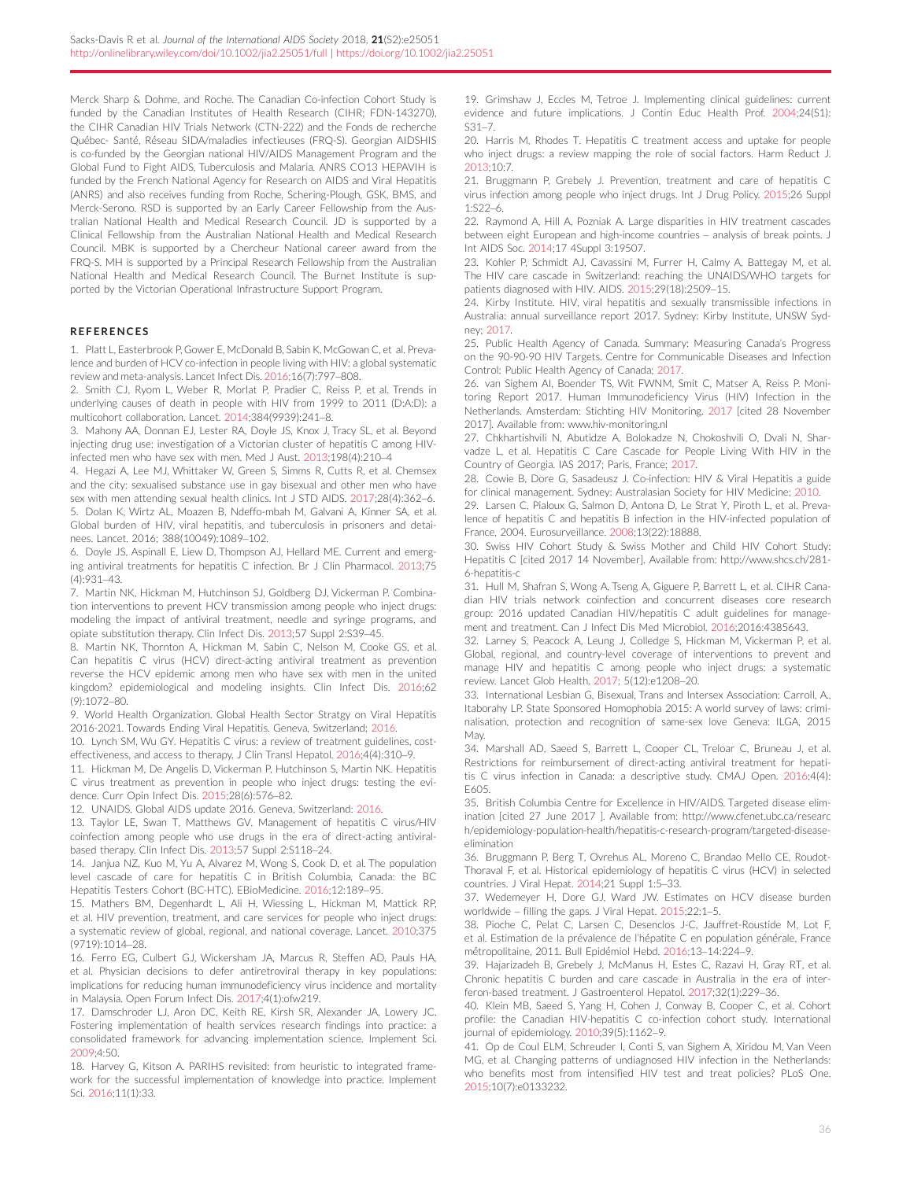Merck Sharp & Dohme, and Roche. The Canadian Co-infection Cohort Study is funded by the Canadian Institutes of Health Research (CIHR; FDN-143270), the CIHR Canadian HIV Trials Network (CTN-222) and the Fonds de recherche Québec- Santé, Réseau SIDA/maladies infectieuses (FRQ-S). Georgian AIDSHIS is co-funded by the Georgian national HIV/AIDS Management Program and the Global Fund to Fight AIDS, Tuberculosis and Malaria. ANRS CO13 HEPAVIH is funded by the French National Agency for Research on AIDS and Viral Hepatitis (ANRS) and also receives funding from Roche, Schering-Plough, GSK, BMS, and Merck-Serono. RSD is supported by an Early Career Fellowship from the Australian National Health and Medical Research Council. JD is supported by a Clinical Fellowship from the Australian National Health and Medical Research Council. MBK is supported by a Chercheur National career award from the FRQ-S. MH is supported by a Principal Research Fellowship from the Australian National Health and Medical Research Council. The Burnet Institute is supported by the Victorian Operational Infrastructure Support Program.

## REFERENCES

1. Platt L, Easterbrook P, Gower E, McDonald B, Sabin K, McGowan C, et al. Prevalence and burden of HCV co-infection in people living with HIV: a global systematic review and meta-analysis. Lancet Infect Dis. 2016;16(7):797–808.
2. Smith CJ, Ryom L, Weber R, Morlat P, Pradier C, Reiss P, et al. Trends in underlying causes of death in people with HIV from 1999 to 2011 (D:A:D): a multicohort collaboration. Lancet. 2014;384(9939):241–8.
3. Mahony AA, Donnan EJ, Lester RA, Doyle JS, Knox J, Tracy SL, et al. Beyond injecting drug use: investigation of a Victorian cluster of hepatitis C among HIV-infected men who have sex with men. Med J Aust. 2013;198(4):210–4
4. Hegazi A, Lee MJ, Whittaker W, Green S, Simms R, Cutts R, et al. Chemsex and the city: sexualised substance use in gay bisexual and other men who have sex with men attending sexual health clinics. Int J STD AIDS. 2017;28(4):362–6.
5. Dolan K, Wirtz AL, Moazen B, Ndeffo-mbah M, Galvani A, Kinner SA, et al. Global burden of HIV, viral hepatitis, and tuberculosis in prisoners and detainees. Lancet. 2016; 388(10049):1089–102.
6. Doyle JS, Aspinall E, Liew D, Thompson AJ, Hellard ME. Current and emerging antiviral treatments for hepatitis C infection. Br J Clin Pharmacol. 2013;75(4):931–43.
7. Martin NK, Hickman M, Hutchinson SJ, Goldberg DJ, Vickerman P. Combination interventions to prevent HCV transmission among people who inject drugs: modeling the impact of antiviral treatment, needle and syringe programs, and opiate substitution therapy. Clin Infect Dis. 2013;57 Suppl 2:S39–45.
8. Martin NK, Thornton A, Hickman M, Sabin C, Nelson M, Cooke GS, et al. Can hepatitis C virus (HCV) direct-acting antiviral treatment as prevention reverse the HCV epidemic among men who have sex with men in the united kingdom? epidemiological and modeling insights. Clin Infect Dis. 2016;62(9):1072–80.
9. World Health Organization. Global Health Sector Stratgy on Viral Hepatitis 2016-2021. Towards Ending Viral Hepatitis. Geneva, Switzerland; 2016.
10. Lynch SM, Wu GY. Hepatitis C virus: a review of treatment guidelines, cost-effectiveness, and access to therapy. J Clin Transl Hepatol. 2016;4(4):310–9.
11. Hickman M, De Angelis D, Vickerman P, Hutchinson S, Martin NK. Hepatitis C virus treatment as prevention in people who inject drugs: testing the evidence. Curr Opin Infect Dis. 2015;28(6):576–82.
12. UNAIDS. Global AIDS update 2016. Geneva, Switzerland: 2016.
13. Taylor LE, Swan T, Matthews GV. Management of hepatitis C virus/HIV coinfection among people who use drugs in the era of direct-acting antiviral-based therapy. Clin Infect Dis. 2013;57 Suppl 2:S118–24.
14. Janjua NZ, Kuo M, Yu A, Alvarez M, Wong S, Cook D, et al. The population level cascade of care for hepatitis C in British Columbia, Canada: the BC Hepatitis Testers Cohort (BC-HTC). EBioMedicine. 2016;12:189–95.
15. Mathers BM, Degenhardt L, Ali H, Wiessing L, Hickman M, Mattick RP, et al. HIV prevention, treatment, and care services for people who inject drugs: a systematic review of global, regional, and national coverage. Lancet. 2010;375(9719):1014–28.
16. Ferro EG, Culbert GJ, Wickersham JA, Marcus R, Steffen AD, Pauls HA, et al. Physician decisions to defer antiretroviral therapy in key populations: implications for reducing human immunodeficiency virus incidence and mortality in Malaysia. Open Forum Infect Dis. 2017;4(1):ofw219.
17. Damschroder LJ, Aron DC, Keith RE, Kirsh SR, Alexander JA, Lowery JC. Fostering implementation of health services research findings into practice: a consolidated framework for advancing implementation science. Implement Sci. 2009;4:50.
18. Harvey G, Kitson A. PARIHS revisited: from heuristic to integrated framework for the successful implementation of knowledge into practice. Implement Sci. 2016;11(1):33.
19. Grimshaw J, Eccles M, Tetroe J. Implementing clinical guidelines: current evidence and future implications. J Contin Educ Health Prof. 2004;24(S1): S31–7.
20. Harris M, Rhodes T. Hepatitis C treatment access and uptake for people who inject drugs: a review mapping the role of social factors. Harm Reduct J. 2013;10:7.
21. Bruggmann P, Grebely J. Prevention, treatment and care of hepatitis C virus infection among people who inject drugs. Int J Drug Policy. 2015;26 Suppl 1:S22–6.
22. Raymond A, Hill A, Pozniak A. Large disparities in HIV treatment cascades between eight European and high-income countries – analysis of break points. J Int AIDS Soc. 2014;17 4Suppl 3:19507.
23. Kohler P, Schmidt AJ, Cavassini M, Furrer H, Calmy A, Battegay M, et al. The HIV care cascade in Switzerland: reaching the UNAIDS/WHO targets for patients diagnosed with HIV. AIDS. 2015;29(18):2509–15.
24. Kirby Institute. HIV, viral hepatitis and sexually transmissible infections in Australia: annual surveillance report 2017. Sydney: Kirby Institute, UNSW Sydney; 2017.
25. Public Health Agency of Canada. Summary: Measuring Canada's Progress on the 90-90-90 HIV Targets. Centre for Communicable Diseases and Infection Control: Public Health Agency of Canada; 2017.
26. van Sighem AI, Boender TS, Wit FWNM, Smit C, Matser A, Reiss P. Monitoring Report 2017. Human Immunodeficiency Virus (HIV) Infection in the Netherlands. Amsterdam: Stichting HIV Monitoring. 2017 [cited 28 November 2017]. Available from: www.hiv-monitoring.nl
27. Chkhartishvili N, Abutidze A, Bolokadze N, Chokoshvili O, Dvali N, Sharvadze L, et al. Hepatitis C Care Cascade for People Living With HIV in the Country of Georgia. IAS 2017; Paris, France; 2017.
28. Cowie B, Dore G, Sasadeusz J. Co-infection: HIV & Viral Hepatitis a guide for clinical management. Sydney: Australasian Society for HIV Medicine; 2010.
29. Larsen C, Pialoux G, Salmon D, Antona D, Le Strat Y, Piroth L, et al. Prevalence of hepatitis C and hepatitis B infection in the HIV-infected population of France, 2004. Eurosurveillance. 2008;13(22):18888.
30. Swiss HIV Cohort Study & Swiss Mother and Child HIV Cohort Study: Hepatitis C [cited 2017 14 November]. Available from: http://www.shcs.ch/281-6-hepatitis-c
31. Hull M, Shafran S, Wong A, Tseng A, Giguere P, Barrett L, et al. CIHR Canadian HIV trials network coinfection and concurrent diseases core research group: 2016 updated Canadian HIV/hepatitis C adult guidelines for management and treatment. Can J Infect Dis Med Microbiol. 2016;2016:4385643.
32. Larney S, Peacock A, Leung J, Colledge S, Hickman M, Vickerman P, et al. Global, regional, and country-level coverage of interventions to prevent and manage HIV and hepatitis C among people who inject drugs: a systematic review. Lancet Glob Health. 2017; 5(12):e1208–20.
33. International Lesbian G, Bisexual, Trans and Intersex Association: Carroll, A., Itaborahy LP. State Sponsored Homophobia 2015: A world survey of laws: criminalisation, protection and recognition of same-sex love Geneva: ILGA, 2015 May.
34. Marshall AD, Saeed S, Barrett L, Cooper CL, Treloar C, Bruneau J, et al. Restrictions for reimbursement of direct-acting antiviral treatment for hepatitis C virus infection in Canada: a descriptive study. CMAJ Open. 2016;4(4): E605.
35. British Columbia Centre for Excellence in HIV/AIDS. Targeted disease elimination [cited 27 June 2017 ]. Available from: http://www.cfenet.ubc.ca/research/epidemiology-population-health/hepatitis-c-research-program/targeted-disease-elimination
36. Bruggmann P, Berg T, Ovrehus AL, Moreno C, Brandao Mello CE, Roudot-Thoraval F, et al. Historical epidemiology of hepatitis C virus (HCV) in selected countries. J Viral Hepat. 2014;21 Suppl 1:5–33.
37. Wedemeyer H, Dore GJ, Ward JW. Estimates on HCV disease burden worldwide – filling the gaps. J Viral Hepat. 2015;22:1–5.
38. Pioche C, Pelat C, Larsen C, Desenclos J-C, Jauffret-Roustide M, Lot F, et al. Estimation de la prévalence de l'hépatite C en population générale, France métropolitaine, 2011. Bull Epidémiol Hebd. 2016;13–14:224–9.
39. Hajarizadeh B, Grebely J, McManus H, Estes C, Razavi H, Gray RT, et al. Chronic hepatitis C burden and care cascade in Australia in the era of interferon-based treatment. J Gastroenterol Hepatol. 2017;32(1):229–36.
40. Klein MB, Saeed S, Yang H, Cohen J, Conway B, Cooper C, et al. Cohort profile: the Canadian HIV-hepatitis C co-infection cohort study. International journal of epidemiology. 2010;39(5):1162–9.
41. Op de Coul ELM, Schreuder I, Conti S, van Sighem A, Xiridou M, Van Veen MG, et al. Changing patterns of undiagnosed HIV infection in the Netherlands: who benefits most from intensified HIV test and treat policies? PLoS One. 2015;10(7):e0133232.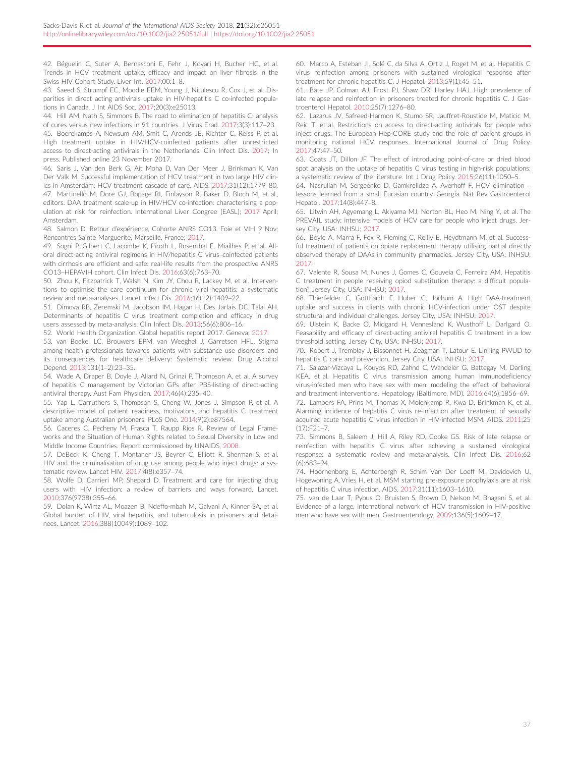42. Béguelin C, Suter A, Bernasconi E, Fehr J, Kovari H, Bucher HC, et al. Trends in HCV treatment uptake, efficacy and impact on liver fibrosis in the Swiss HIV Cohort Study. Liver Int. 2017;00:1–8.

43. Saeed S, Strumpf EC, Moodie EEM, Young J, Nitulescu R, Cox J, et al. Disparities in direct acting antivirals uptake in HIV-hepatitis C co-infected populations in Canada. J Int AIDS Soc. 2017;20(3):e25013.

44. Hill AM, Nath S, Simmons B. The road to elimination of hepatitis C: analysis of cures versus new infections in 91 countries. J Virus Erad. 2017;3(3):117–23.

45. Boerekamps A, Newsum AM, Smit C, Arends JE, Richter C, Reiss P, et al. High treatment uptake in HIV/HCV-coinfected patients after unrestricted access to direct-acting antivirals in the Netherlands. Clin Infect Dis. 2017; In press. Published online 23 November 2017.

46. Saris J, Van den Berk G, Ait Moha D, Van Der Meer J, Brinkman K, Van Der Valk M. Successful implementation of HCV treatment in two large HIV clinics in Amsterdam: HCV treatment cascade of care. AIDS. 2017;31(12):1779–80.

47. Martinello M, Dore GJ, Bopage RI, Finlayson R, Baker D, Bloch M, et al., editors. DAA treatment scale-up in HIV/HCV co-infection: characterising a population at risk for reinfection. International Liver Congree (EASL); 2017 April; Amsterdam.

48. Salmon D. Retour d'expérience, Cohorte ANRS CO13. Foie et VIH 9 Nov; Rencontres Sainte Marguerite, Marseille, France; 2017.

49. Sogni P, Gilbert C, Lacombe K, Piroth L, Rosenthal E, Miailhes P, et al. All-oral direct-acting antiviral regimens in HIV/hepatitis C virus–coinfected patients with cirrhosis are efficient and safe: real-life results from the prospective ANRS CO13–HEPAVIH cohort. Clin Infect Dis. 2016;63(6):763–70.

50. Zhou K, Fitzpatrick T, Walsh N, Kim JY, Chou R, Lackey M, et al. Interventions to optimise the care continuum for chronic viral hepatitis: a systematic review and meta-analyses. Lancet Infect Dis. 2016;16(12):1409–22.

51. Dimova RB, Zeremski M, Jacobson IM, Hagan H, Des Jarlais DC, Talal AH. Determinants of hepatitis C virus treatment completion and efficacy in drug users assessed by meta-analysis. Clin Infect Dis. 2013;56(6):806–16.

52. World Health Organization. Global hepatitis report 2017. Geneva; 2017.

53. van Boekel LC, Brouwers EPM, van Weeghel J, Garretsen HFL. Stigma among health professionals towards patients with substance use disorders and its consequences for healthcare delivery: Systematic review. Drug Alcohol Depend. 2013;131(1–2):23–35.

54. Wade A, Draper B, Doyle J, Allard N, Grinzi P, Thompson A, et al. A survey of hepatitis C management by Victorian GPs after PBS-listing of direct-acting antiviral therapy. Aust Fam Physician. 2017;46(4):235–40.

55. Yap L, Carruthers S, Thompson S, Cheng W, Jones J, Simpson P, et al. A descriptive model of patient readiness, motivators, and hepatitis C treatment uptake among Australian prisoners. PLoS One. 2014;9(2):e87564.

56. Caceres C, Pecheny M, Frasca T, Raupp Rios R. Review of Legal Frameworks and the Situation of Human Rights related to Sexual Diversity in Low and Middle Income Countries. Report commissioned by UNAIDS, 2008.

57. DeBeck K, Cheng T, Montaner JS, Beyrer C, Elliott R, Sherman S, et al. HIV and the criminalisation of drug use among people who inject drugs: a systematic review. Lancet HIV. 2017;4(8):e357–74.

58. Wolfe D, Carrieri MP, Shepard D. Treatment and care for injecting drug users with HIV infection: a review of barriers and ways forward. Lancet. 2010;376(9738):355–66.

59. Dolan K, Wirtz AL, Moazen B, Ndeffo-mbah M, Galvani A, Kinner SA, et al. Global burden of HIV, viral hepatitis, and tuberculosis in prisoners and detainees. Lancet. 2016;388(10049):1089–102.

60. Marco A, Esteban JI, Solé C, da Silva A, Ortiz J, Roget M, et al. Hepatitis C virus reinfection among prisoners with sustained virological response after treatment for chronic hepatitis C. J Hepatol. 2013;59(1):45–51.

61. Bate JP, Colman AJ, Frost PJ, Shaw DR, Harley HAJ. High prevalence of late relapse and reinfection in prisoners treated for chronic hepatitis C. J Gastroenterol Hepatol. 2010;25(7):1276–80.

62. Lazarus JV, Safreed-Harmon K, Stumo SR, Jauffret-Roustide M, Maticic M, Reic T, et al. Restrictions on access to direct-acting antivirals for people who inject drugs: The European Hep-CORE study and the role of patient groups in monitoring national HCV responses. International Journal of Drug Policy. 2017;47:47–50.

63. Coats JT, Dillon JF. The effect of introducing point-of-care or dried blood spot analysis on the uptake of hepatitis C virus testing in high-risk populations: a systematic review of the literature. Int J Drug Policy. 2015;26(11):1050–5.

64. Nasrullah M, Sergeenko D, Gamkrelidze A, Averhoff F. HCV elimination – lessons learned from a small Eurasian country, Georgia. Nat Rev Gastroenterol Hepatol. 2017;14(8):447–8.

65. Litwin AH, Agyemang L, Akiyama MJ, Norton BL, Heo M, Ning Y, et al. The PREVAIL study: intensive models of HCV care for people who inject drugs. Jersey City, USA: INHSU; 2017.

66. Boyle A, Marra F, Fox R, Fleming C, Reilly E, Heydtmann M, et al. Successful treatment of patients on opiate replacement therapy utilising partial directly observed therapy of DAAs in community pharmacies. Jersey City, USA: INHSU; 2017.

67. Valente R, Sousa M, Nunes J, Gomes C, Gouveia C, Ferreira AM. Hepatitis C treatment in people receiving opiod substitution therapy: a difficult population? Jersey City, USA: INHSU; 2017.

68. Thierfelder C, Gotthardt F, Huber C, Jochum A. High DAA-treatment uptake and success in clients with chronic HCV-infection under OST despite structural and individual challenges. Jersey City, USA: INHSU; 2017.

69. Ulstein K, Backe O, Midgard H, Vennesland K, Wusthoff L, Darlgard O. Feasability and efficacy of direct-acting antiviral hepatitis C treatment in a low threshold setting. Jersey City, USA: INHSU; 2017.

70. Robert J, Tremblay J, Bissonnet H, Zeagman T, Latour E. Linking PWUD to hepatitis C care and prevention. Jersey City, USA: INHSU; 2017.

71. Salazar-Vizcaya L, Kouyos RD, Zahnd C, Wandeler G, Battegay M, Darling KEA, et al. Hepatitis C virus transmission among human immunodeficiency virus-infected men who have sex with men: modeling the effect of behavioral and treatment interventions. Hepatology (Baltimore, MD). 2016;64(6):1856–69.

72. Lambers FA, Prins M, Thomas X, Molenkamp R, Kwa D, Brinkman K, et al. Alarming incidence of hepatitis C virus re-infection after treatment of sexually acquired acute hepatitis C virus infection in HIV-infected MSM. AIDS. 2011;25 (17):F21–7.

73. Simmons B, Saleem J, Hill A, Riley RD, Cooke GS. Risk of late relapse or reinfection with hepatitis C virus after achieving a sustained virological response: a systematic review and meta-analysis. Clin Infect Dis. 2016;62 (6):683–94.

74. Hoornenborg E, Achterbergh R, Schim Van Der Loeff M, Davidovich U, Hogewoning A, Vries H, et al. MSM starting pre-exposure prophylaxis are at risk of hepatitis C virus infection. AIDS. 2017;31(11):1603–1610.

75. van de Laar T, Pybus O, Bruisten S, Brown D, Nelson M, Bhagani S, et al. Evidence of a large, international network of HCV transmission in HIV-positive men who have sex with men. Gastroenterology. 2009;136(5):1609–17.